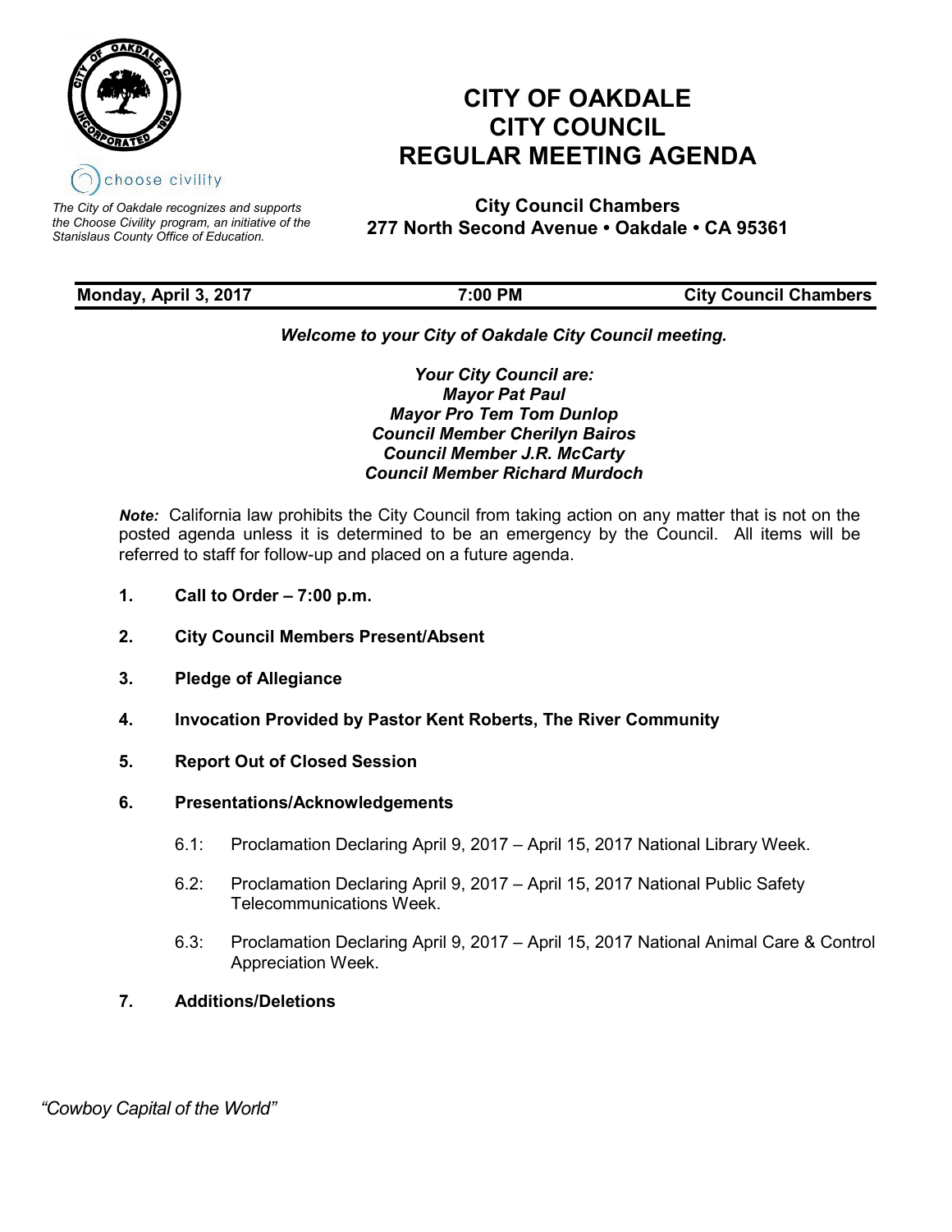choose civility

*The City of Oakdale recognizes and supports the Choose Civility program, an initiative of the Stanislaus County Office of Education.*

# CITY OF OAKDALE
# CITY COUNCIL
# REGULAR MEETING AGENDA

**City Council Chambers**
**277 North Second Avenue • Oakdale • CA 95361**

| **Monday, April 3, 2017** | **7:00 PM** | **City Council Chambers** |
|---|---|---|

***Welcome to your City of Oakdale City Council meeting.***

***Your City Council are:***
***Mayor Pat Paul***
***Mayor Pro Tem Tom Dunlop***
***Council Member Cherilyn Bairos***
***Council Member J.R. McCarty***
***Council Member Richard Murdoch***

***Note:*** California law prohibits the City Council from taking action on any matter that is not on the posted agenda unless it is determined to be an emergency by the Council. All items will be referred to staff for follow-up and placed on a future agenda.

1. **Call to Order – 7:00 p.m.**

2. **City Council Members Present/Absent**

3. **Pledge of Allegiance**

4. **Invocation Provided by Pastor Kent Roberts, The River Community**

5. **Report Out of Closed Session**

6. **Presentations/Acknowledgements**

   6.1: Proclamation Declaring April 9, 2017 – April 15, 2017 National Library Week.

   6.2: Proclamation Declaring April 9, 2017 – April 15, 2017 National Public Safety Telecommunications Week.

   6.3: Proclamation Declaring April 9, 2017 – April 15, 2017 National Animal Care & Control Appreciation Week.

7. **Additions/Deletions**

*"Cowboy Capital of the World"*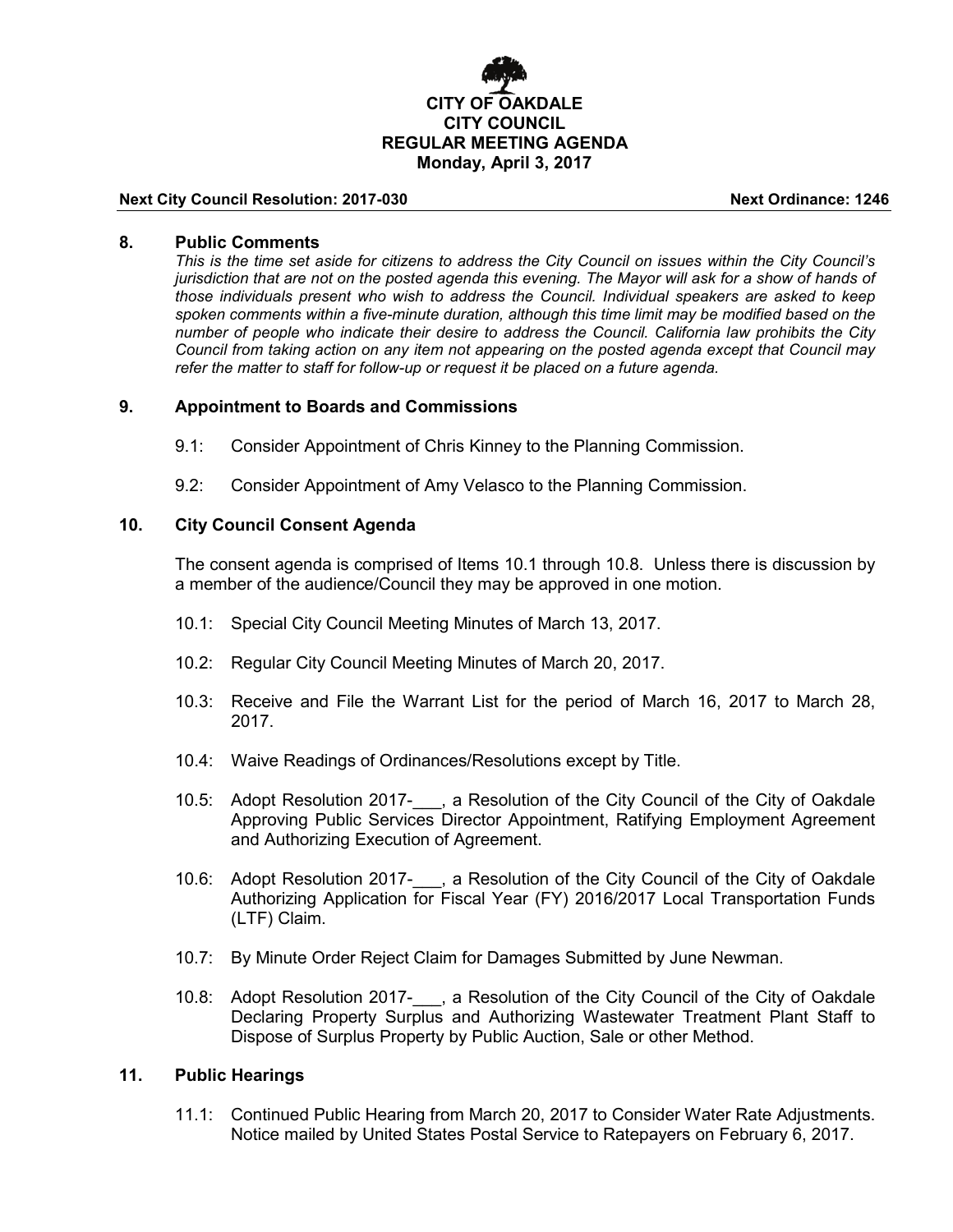**CITY OF OAKDALE**
**CITY COUNCIL**
**REGULAR MEETING AGENDA**
**Monday, April 3, 2017**

**Next City Council Resolution: 2017-030** **Next Ordinance: 1246**

## 8. Public Comments

*This is the time set aside for citizens to address the City Council on issues within the City Council's jurisdiction that are not on the posted agenda this evening. The Mayor will ask for a show of hands of those individuals present who wish to address the Council. Individual speakers are asked to keep spoken comments within a five-minute duration, although this time limit may be modified based on the number of people who indicate their desire to address the Council. California law prohibits the City Council from taking action on any item not appearing on the posted agenda except that Council may refer the matter to staff for follow-up or request it be placed on a future agenda.*

## 9. Appointment to Boards and Commissions

9.1: Consider Appointment of Chris Kinney to the Planning Commission.

9.2: Consider Appointment of Amy Velasco to the Planning Commission.

## 10. City Council Consent Agenda

The consent agenda is comprised of Items 10.1 through 10.8. Unless there is discussion by a member of the audience/Council they may be approved in one motion.

10.1: Special City Council Meeting Minutes of March 13, 2017.

10.2: Regular City Council Meeting Minutes of March 20, 2017.

10.3: Receive and File the Warrant List for the period of March 16, 2017 to March 28, 2017.

10.4: Waive Readings of Ordinances/Resolutions except by Title.

10.5: Adopt Resolution 2017-___, a Resolution of the City Council of the City of Oakdale Approving Public Services Director Appointment, Ratifying Employment Agreement and Authorizing Execution of Agreement.

10.6: Adopt Resolution 2017-___, a Resolution of the City Council of the City of Oakdale Authorizing Application for Fiscal Year (FY) 2016/2017 Local Transportation Funds (LTF) Claim.

10.7: By Minute Order Reject Claim for Damages Submitted by June Newman.

10.8: Adopt Resolution 2017-___, a Resolution of the City Council of the City of Oakdale Declaring Property Surplus and Authorizing Wastewater Treatment Plant Staff to Dispose of Surplus Property by Public Auction, Sale or other Method.

## 11. Public Hearings

11.1: Continued Public Hearing from March 20, 2017 to Consider Water Rate Adjustments. Notice mailed by United States Postal Service to Ratepayers on February 6, 2017.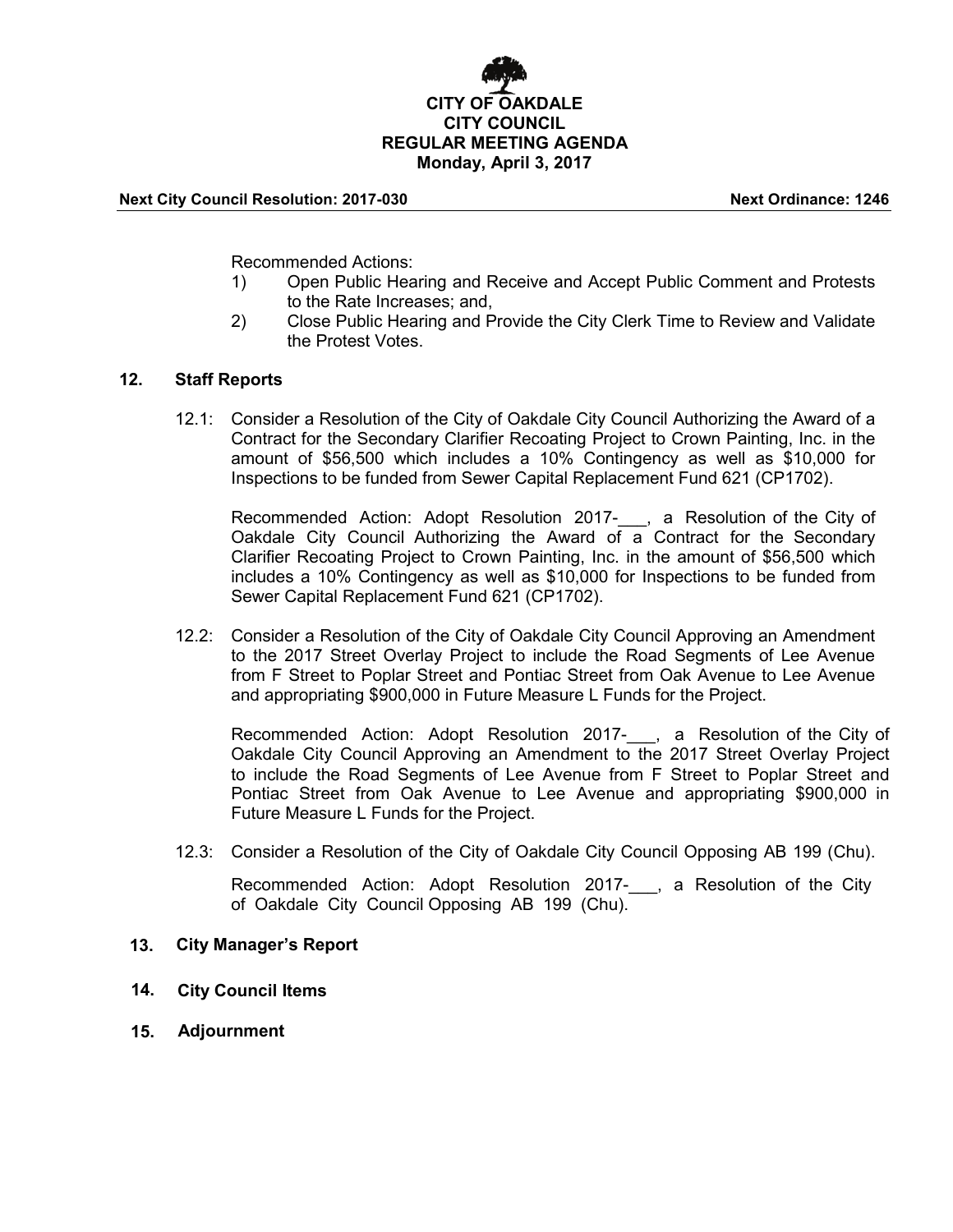**CITY OF OAKDALE**
**CITY COUNCIL**
**REGULAR MEETING AGENDA**
**Monday, April 3, 2017**

**Next City Council Resolution: 2017-030** **Next Ordinance: 1246**

Recommended Actions:

1) Open Public Hearing and Receive and Accept Public Comment and Protests to the Rate Increases; and,
2) Close Public Hearing and Provide the City Clerk Time to Review and Validate the Protest Votes.

## 12. Staff Reports

12.1: Consider a Resolution of the City of Oakdale City Council Authorizing the Award of a Contract for the Secondary Clarifier Recoating Project to Crown Painting, Inc. in the amount of $56,500 which includes a 10% Contingency as well as $10,000 for Inspections to be funded from Sewer Capital Replacement Fund 621 (CP1702).

Recommended Action: Adopt Resolution 2017-___, a Resolution of the City of Oakdale City Council Authorizing the Award of a Contract for the Secondary Clarifier Recoating Project to Crown Painting, Inc. in the amount of $56,500 which includes a 10% Contingency as well as $10,000 for Inspections to be funded from Sewer Capital Replacement Fund 621 (CP1702).

12.2: Consider a Resolution of the City of Oakdale City Council Approving an Amendment to the 2017 Street Overlay Project to include the Road Segments of Lee Avenue from F Street to Poplar Street and Pontiac Street from Oak Avenue to Lee Avenue and appropriating $900,000 in Future Measure L Funds for the Project.

Recommended Action: Adopt Resolution 2017-___, a Resolution of the City of Oakdale City Council Approving an Amendment to the 2017 Street Overlay Project to include the Road Segments of Lee Avenue from F Street to Poplar Street and Pontiac Street from Oak Avenue to Lee Avenue and appropriating $900,000 in Future Measure L Funds for the Project.

12.3: Consider a Resolution of the City of Oakdale City Council Opposing AB 199 (Chu).

Recommended Action: Adopt Resolution 2017-___, a Resolution of the City of Oakdale City Council Opposing AB 199 (Chu).

## 13. City Manager's Report

## 14. City Council Items

## 15. Adjournment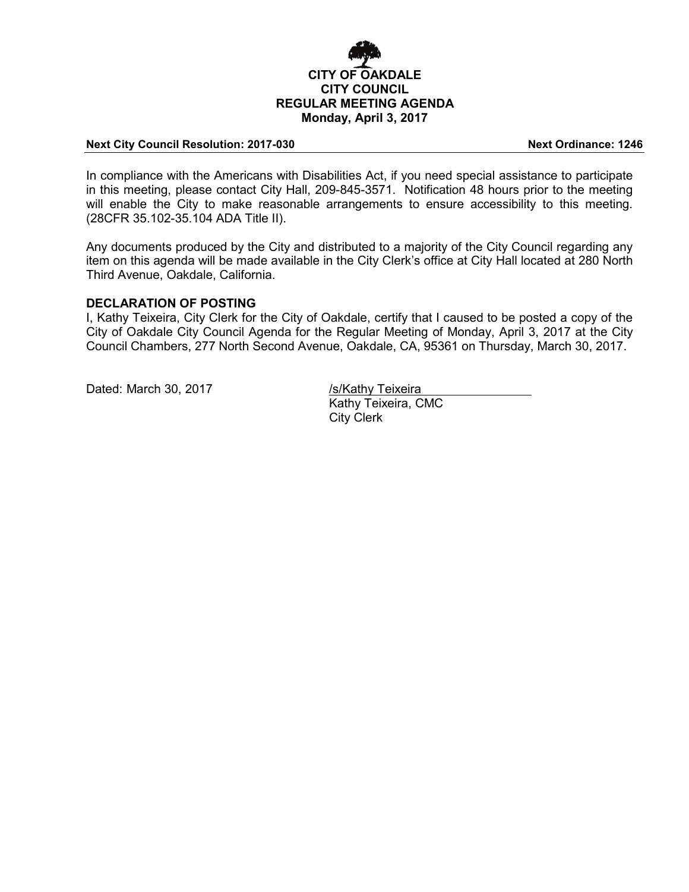**CITY OF OAKDALE**
**CITY COUNCIL**
**REGULAR MEETING AGENDA**
**Monday, April 3, 2017**

**Next City Council Resolution: 2017-030** **Next Ordinance: 1246**

In compliance with the Americans with Disabilities Act, if you need special assistance to participate in this meeting, please contact City Hall, 209-845-3571. Notification 48 hours prior to the meeting will enable the City to make reasonable arrangements to ensure accessibility to this meeting. (28CFR 35.102-35.104 ADA Title II).

Any documents produced by the City and distributed to a majority of the City Council regarding any item on this agenda will be made available in the City Clerk's office at City Hall located at 280 North Third Avenue, Oakdale, California.

**DECLARATION OF POSTING**
I, Kathy Teixeira, City Clerk for the City of Oakdale, certify that I caused to be posted a copy of the City of Oakdale City Council Agenda for the Regular Meeting of Monday, April 3, 2017 at the City Council Chambers, 277 North Second Avenue, Oakdale, CA, 95361 on Thursday, March 30, 2017.

Dated: March 30, 2017

/s/Kathy Teixeira
Kathy Teixeira, CMC
City Clerk